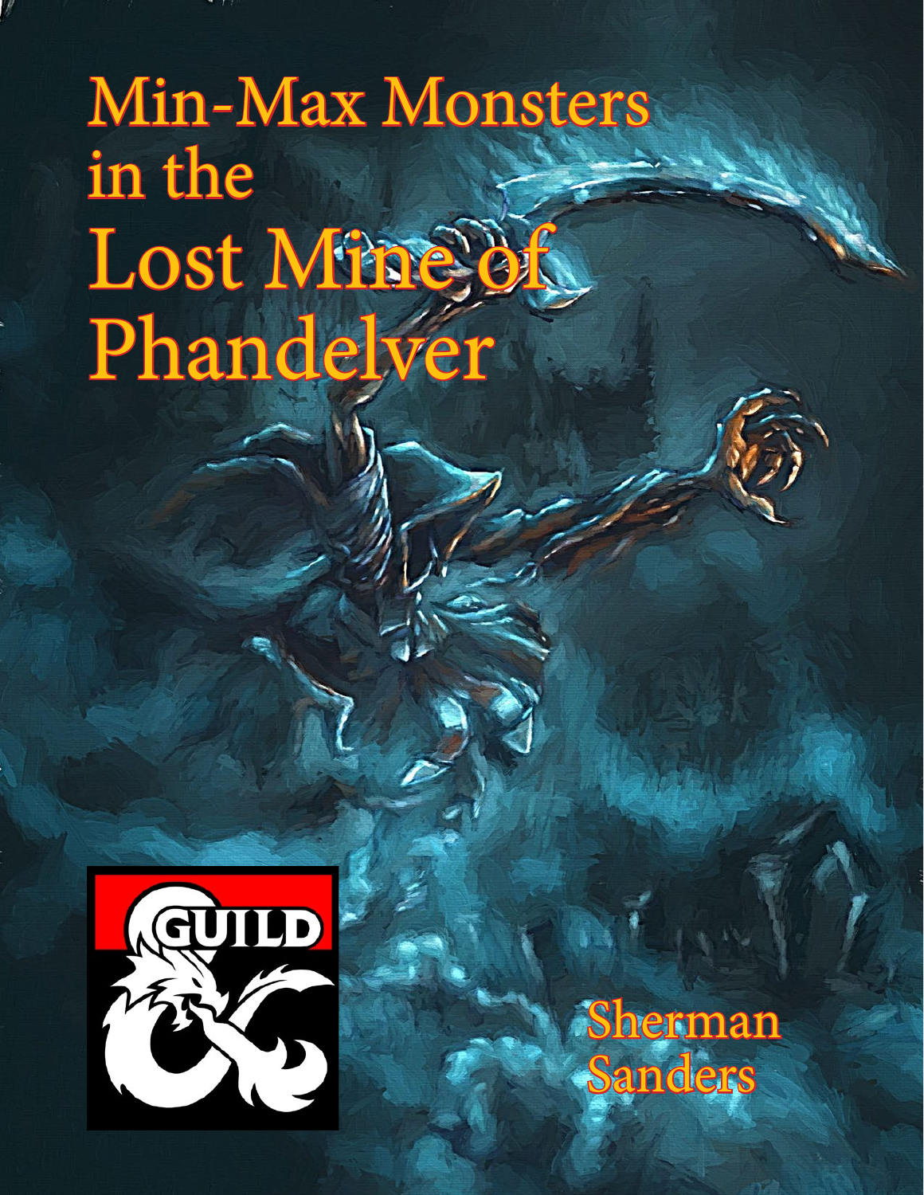# Min-Max Monsters in the Lost Mine of Phandelver

GUILD

Sherman Sanders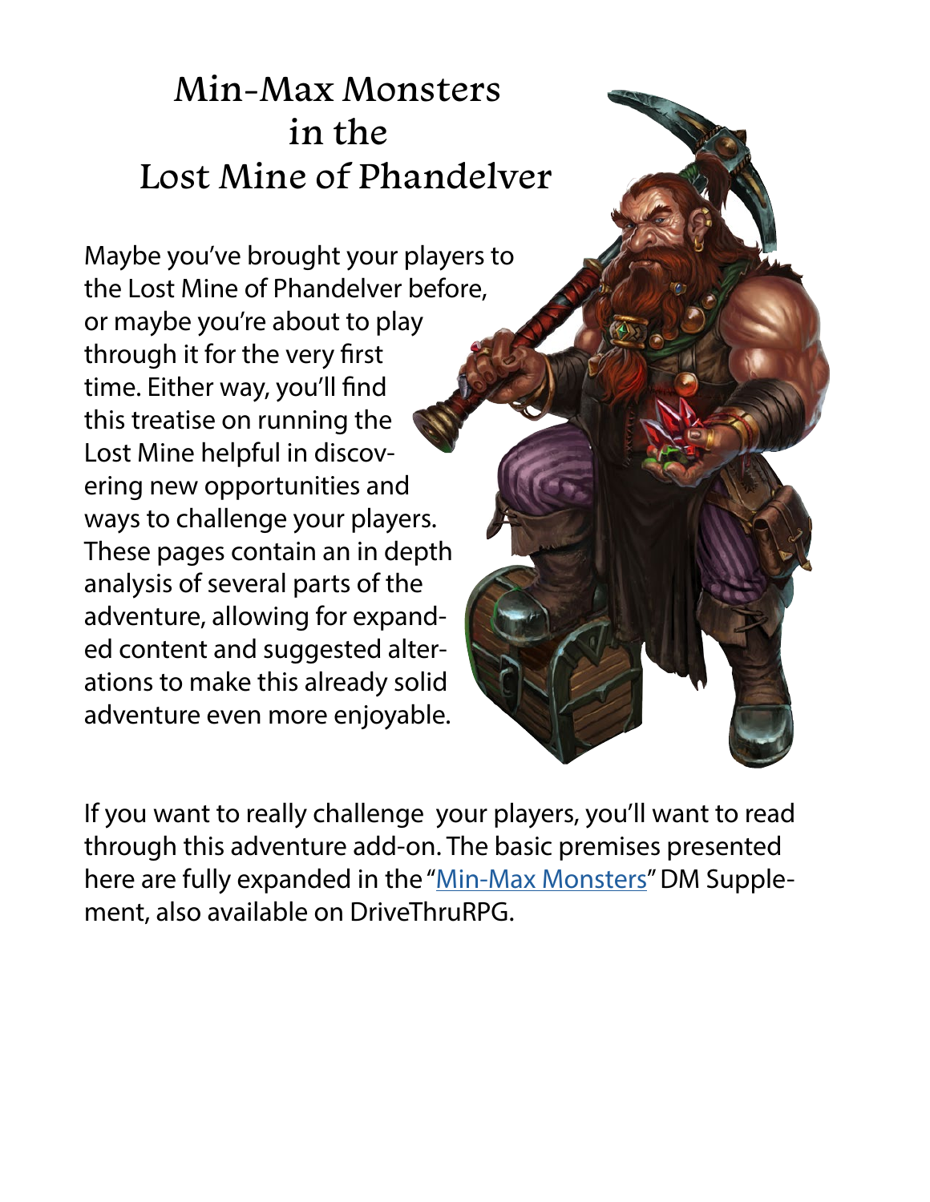# Min-Max Monsters in the Lost Mine of Phandelver

Maybe you've brought your players to the Lost Mine of Phandelver before, or maybe you're about to play through it for the very first time. Either way, you'll find this treatise on running the Lost Mine helpful in discovering new opportunities and ways to challenge your players. These pages contain an in depth analysis of several parts of the adventure, allowing for expanded content and suggested alterations to make this already solid adventure even more enjoyable.

If you want to really challenge your players, you'll want to read through this adventure add-on. The basic premises presented here are fully expanded in the "Min-Max Monsters" DM Supplement, also available on DriveThruRPG.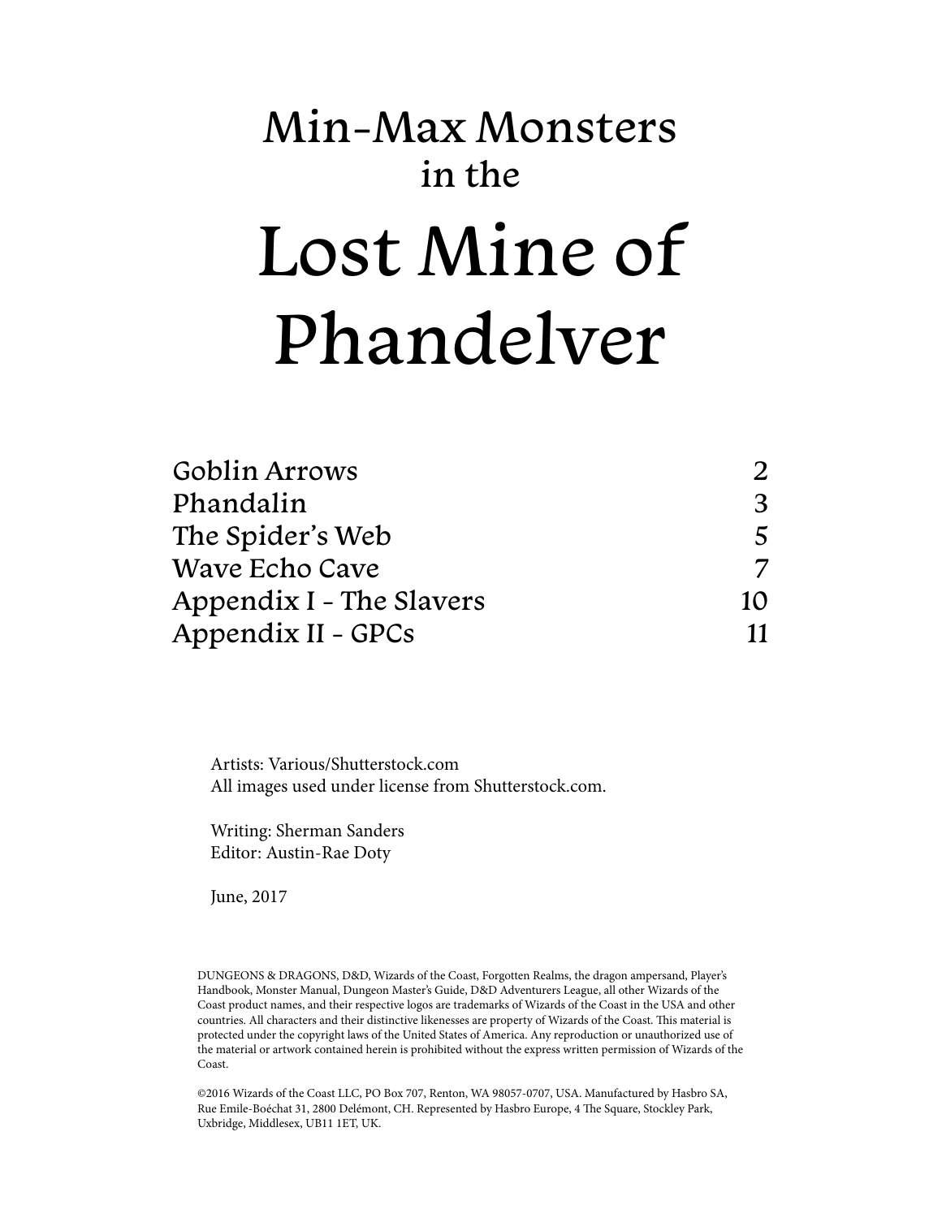# Min-Max Monsters
## in the

# Lost Mine of Phandelver

| | |
|---|---|
| Goblin Arrows | 2 |
| Phandalin | 3 |
| The Spider's Web | 5 |
| Wave Echo Cave | 7 |
| Appendix I - The Slavers | 10 |
| Appendix II - GPCs | 11 |

Artists: Various/Shutterstock.com
All images used under license from Shutterstock.com.

Writing: Sherman Sanders
Editor: Austin-Rae Doty

June, 2017

DUNGEONS & DRAGONS, D&D, Wizards of the Coast, Forgotten Realms, the dragon ampersand, Player's Handbook, Monster Manual, Dungeon Master's Guide, D&D Adventurers League, all other Wizards of the Coast product names, and their respective logos are trademarks of Wizards of the Coast in the USA and other countries. All characters and their distinctive likenesses are property of Wizards of the Coast. This material is protected under the copyright laws of the United States of America. Any reproduction or unauthorized use of the material or artwork contained herein is prohibited without the express written permission of Wizards of the Coast.

©2016 Wizards of the Coast LLC, PO Box 707, Renton, WA 98057-0707, USA. Manufactured by Hasbro SA, Rue Emile-Boéchat 31, 2800 Delémont, CH. Represented by Hasbro Europe, 4 The Square, Stockley Park, Uxbridge, Middlesex, UB11 1ET, UK.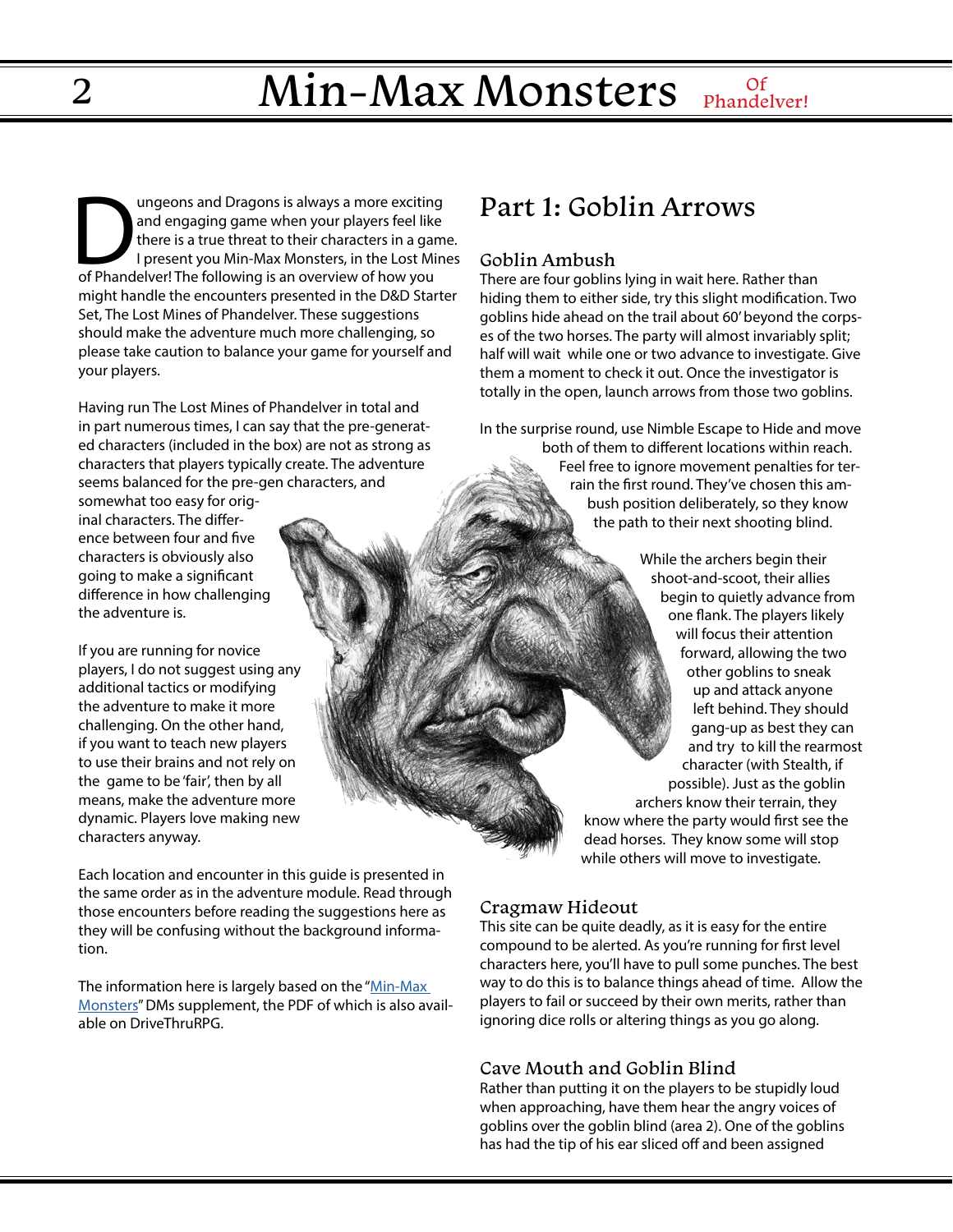Dungeons and Dragons is always a more exciting and engaging game when your players feel like there is a true threat to their characters in a game. I present you Min-Max Monsters, in the Lost Mines of Phandelver! The following is an overview of how you might handle the encounters presented in the D&D Starter Set, The Lost Mines of Phandelver. These suggestions should make the adventure much more challenging, so please take caution to balance your game for yourself and your players.

Having run The Lost Mines of Phandelver in total and in part numerous times, I can say that the pre-generated characters (included in the box) are not as strong as characters that players typically create. The adventure seems balanced for the pre-gen characters, and somewhat too easy for original characters. The difference between four and five characters is obviously also going to make a significant difference in how challenging the adventure is.

If you are running for novice players, I do not suggest using any additional tactics or modifying the adventure to make it more challenging. On the other hand, if you want to teach new players to use their brains and not rely on the game to be 'fair', then by all means, make the adventure more dynamic. Players love making new characters anyway.

Each location and encounter in this guide is presented in the same order as in the adventure module. Read through those encounters before reading the suggestions here as they will be confusing without the background information.

The information here is largely based on the "[Min-Max Monsters]()" DMs supplement, the PDF of which is also available on DriveThruRPG.

## Part 1: Goblin Arrows

### Goblin Ambush

There are four goblins lying in wait here. Rather than hiding them to either side, try this slight modification. Two goblins hide ahead on the trail about 60' beyond the corpses of the two horses. The party will almost invariably split; half will wait while one or two advance to investigate. Give them a moment to check it out. Once the investigator is totally in the open, launch arrows from those two goblins.

In the surprise round, use Nimble Escape to Hide and move both of them to different locations within reach. Feel free to ignore movement penalties for terrain the first round. They've chosen this ambush position deliberately, so they know the path to their next shooting blind.

While the archers begin their shoot-and-scoot, their allies begin to quietly advance from one flank. The players likely will focus their attention forward, allowing the two other goblins to sneak up and attack anyone left behind. They should gang-up as best they can and try to kill the rearmost character (with Stealth, if possible). Just as the goblin archers know their terrain, they know where the party would first see the dead horses. They know some will stop while others will move to investigate.

### Cragmaw Hideout

This site can be quite deadly, as it is easy for the entire compound to be alerted. As you're running for first level characters here, you'll have to pull some punches. The best way to do this is to balance things ahead of time. Allow the players to fail or succeed by their own merits, rather than ignoring dice rolls or altering things as you go along.

### Cave Mouth and Goblin Blind

Rather than putting it on the players to be stupidly loud when approaching, have them hear the angry voices of goblins over the goblin blind (area 2). One of the goblins has had the tip of his ear sliced off and been assigned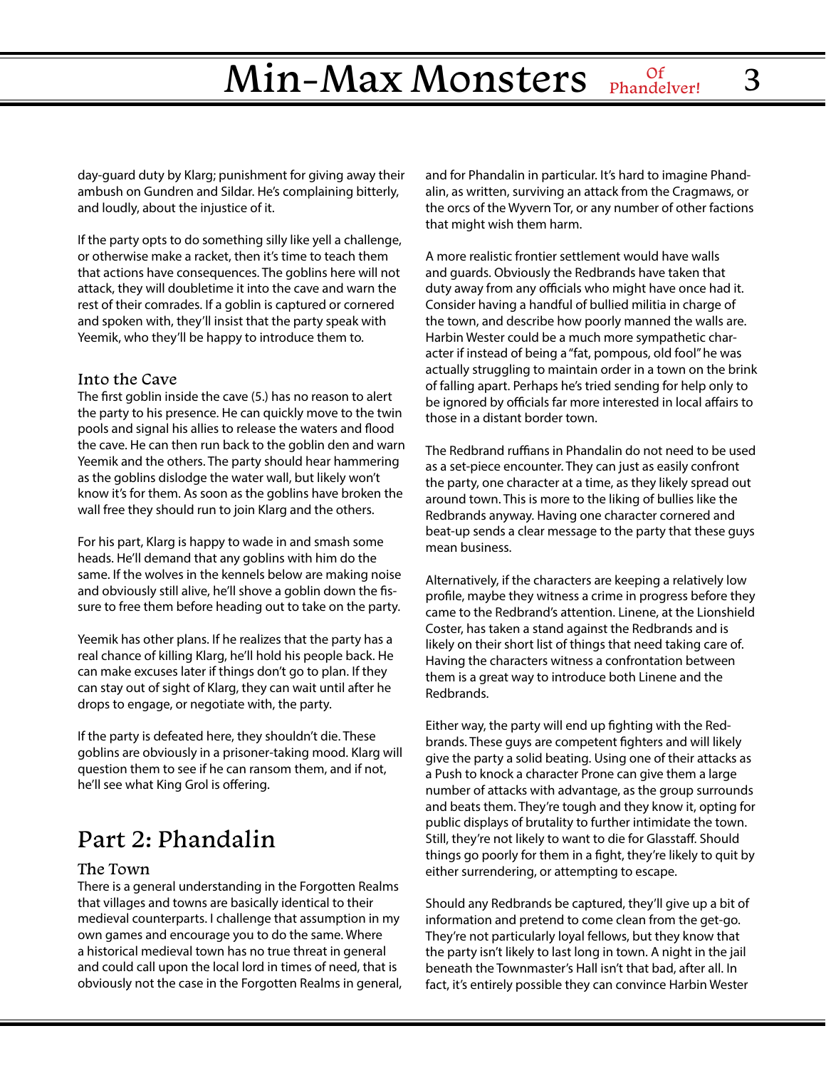day-guard duty by Klarg; punishment for giving away their ambush on Gundren and Sildar. He's complaining bitterly, and loudly, about the injustice of it.

If the party opts to do something silly like yell a challenge, or otherwise make a racket, then it's time to teach them that actions have consequences. The goblins here will not attack, they will doubletime it into the cave and warn the rest of their comrades. If a goblin is captured or cornered and spoken with, they'll insist that the party speak with Yeemik, who they'll be happy to introduce them to.

### Into the Cave

The first goblin inside the cave (5.) has no reason to alert the party to his presence. He can quickly move to the twin pools and signal his allies to release the waters and flood the cave. He can then run back to the goblin den and warn Yeemik and the others. The party should hear hammering as the goblins dislodge the water wall, but likely won't know it's for them. As soon as the goblins have broken the wall free they should run to join Klarg and the others.

For his part, Klarg is happy to wade in and smash some heads. He'll demand that any goblins with him do the same. If the wolves in the kennels below are making noise and obviously still alive, he'll shove a goblin down the fissure to free them before heading out to take on the party.

Yeemik has other plans. If he realizes that the party has a real chance of killing Klarg, he'll hold his people back. He can make excuses later if things don't go to plan. If they can stay out of sight of Klarg, they can wait until after he drops to engage, or negotiate with, the party.

If the party is defeated here, they shouldn't die. These goblins are obviously in a prisoner-taking mood. Klarg will question them to see if he can ransom them, and if not, he'll see what King Grol is offering.

## Part 2: Phandalin

### The Town

There is a general understanding in the Forgotten Realms that villages and towns are basically identical to their medieval counterparts. I challenge that assumption in my own games and encourage you to do the same. Where a historical medieval town has no true threat in general and could call upon the local lord in times of need, that is obviously not the case in the Forgotten Realms in general, and for Phandalin in particular. It's hard to imagine Phandalin, as written, surviving an attack from the Cragmaws, or the orcs of the Wyvern Tor, or any number of other factions that might wish them harm.

A more realistic frontier settlement would have walls and guards. Obviously the Redbrands have taken that duty away from any officials who might have once had it. Consider having a handful of bullied militia in charge of the town, and describe how poorly manned the walls are. Harbin Wester could be a much more sympathetic character if instead of being a "fat, pompous, old fool" he was actually struggling to maintain order in a town on the brink of falling apart. Perhaps he's tried sending for help only to be ignored by officials far more interested in local affairs to those in a distant border town.

The Redbrand ruffians in Phandalin do not need to be used as a set-piece encounter. They can just as easily confront the party, one character at a time, as they likely spread out around town. This is more to the liking of bullies like the Redbrands anyway. Having one character cornered and beat-up sends a clear message to the party that these guys mean business.

Alternatively, if the characters are keeping a relatively low profile, maybe they witness a crime in progress before they came to the Redbrand's attention. Linene, at the Lionshield Coster, has taken a stand against the Redbrands and is likely on their short list of things that need taking care of. Having the characters witness a confrontation between them is a great way to introduce both Linene and the Redbrands.

Either way, the party will end up fighting with the Redbrands. These guys are competent fighters and will likely give the party a solid beating. Using one of their attacks as a Push to knock a character Prone can give them a large number of attacks with advantage, as the group surrounds and beats them. They're tough and they know it, opting for public displays of brutality to further intimidate the town. Still, they're not likely to want to die for Glasstaff. Should things go poorly for them in a fight, they're likely to quit by either surrendering, or attempting to escape.

Should any Redbrands be captured, they'll give up a bit of information and pretend to come clean from the get-go. They're not particularly loyal fellows, but they know that the party isn't likely to last long in town. A night in the jail beneath the Townmaster's Hall isn't that bad, after all. In fact, it's entirely possible they can convince Harbin Wester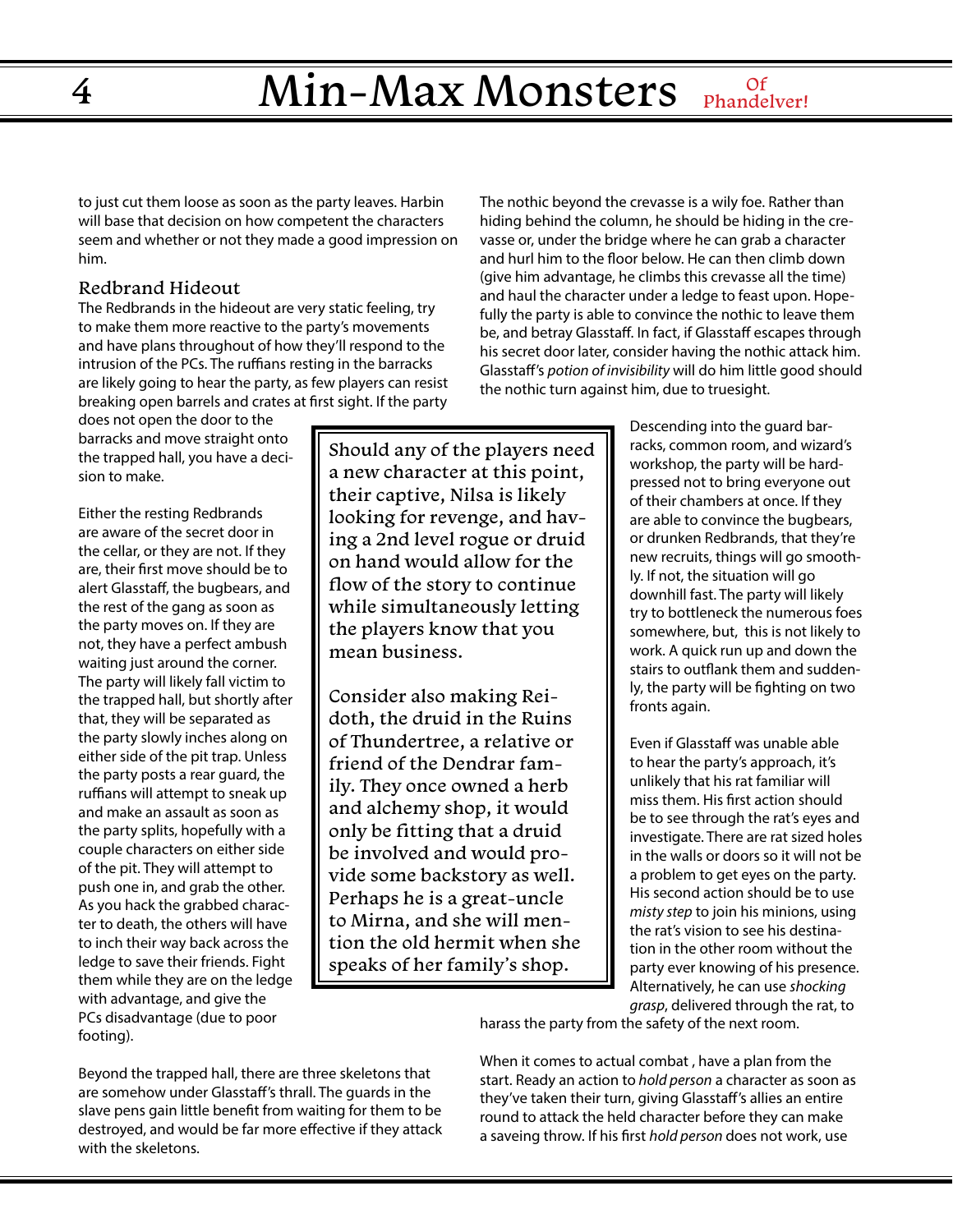to just cut them loose as soon as the party leaves. Harbin will base that decision on how competent the characters seem and whether or not they made a good impression on him.

### Redbrand Hideout

The Redbrands in the hideout are very static feeling, try to make them more reactive to the party's movements and have plans throughout of how they'll respond to the intrusion of the PCs. The ruffians resting in the barracks are likely going to hear the party, as few players can resist breaking open barrels and crates at first sight. If the party does not open the door to the barracks and move straight onto the trapped hall, you have a decision to make.

Either the resting Redbrands are aware of the secret door in the cellar, or they are not. If they are, their first move should be to alert Glasstaff, the bugbears, and the rest of the gang as soon as the party moves on. If they are not, they have a perfect ambush waiting just around the corner. The party will likely fall victim to the trapped hall, but shortly after that, they will be separated as the party slowly inches along on either side of the pit trap. Unless the party posts a rear guard, the ruffians will attempt to sneak up and make an assault as soon as the party splits, hopefully with a couple characters on either side of the pit. They will attempt to push one in, and grab the other. As you hack the grabbed character to death, the others will have to inch their way back across the ledge to save their friends. Fight them while they are on the ledge with advantage, and give the PCs disadvantage (due to poor footing).

Beyond the trapped hall, there are three skeletons that are somehow under Glasstaff's thrall. The guards in the slave pens gain little benefit from waiting for them to be destroyed, and would be far more effective if they attack with the skeletons.

> Should any of the players need a new character at this point, their captive, Nilsa is likely looking for revenge, and having a 2nd level rogue or druid on hand would allow for the flow of the story to continue while simultaneously letting the players know that you mean business.
>
> Consider also making Reidoth, the druid in the Ruins of Thundertree, a relative or friend of the Dendrar family. They once owned a herb and alchemy shop, it would only be fitting that a druid be involved and would provide some backstory as well. Perhaps he is a great-uncle to Mirna, and she will mention the old hermit when she speaks of her family's shop.

The nothic beyond the crevasse is a wily foe. Rather than hiding behind the column, he should be hiding in the crevasse or, under the bridge where he can grab a character and hurl him to the floor below. He can then climb down (give him advantage, he climbs this crevasse all the time) and haul the character under a ledge to feast upon. Hopefully the party is able to convince the nothic to leave them be, and betray Glasstaff. In fact, if Glasstaff escapes through his secret door later, consider having the nothic attack him. Glasstaff's *potion of invisibility* will do him little good should the nothic turn against him, due to truesight.

Descending into the guard barracks, common room, and wizard's workshop, the party will be hard-pressed not to bring everyone out of their chambers at once. If they are able to convince the bugbears, or drunken Redbrands, that they're new recruits, things will go smoothly. If not, the situation will go downhill fast. The party will likely try to bottleneck the numerous foes somewhere, but, this is not likely to work. A quick run up and down the stairs to outflank them and suddenly, the party will be fighting on two fronts again.

Even if Glasstaff was unable able to hear the party's approach, it's unlikely that his rat familiar will miss them. His first action should be to see through the rat's eyes and investigate. There are rat sized holes in the walls or doors so it will not be a problem to get eyes on the party. His second action should be to use *misty step* to join his minions, using the rat's vision to see his destination in the other room without the party ever knowing of his presence. Alternatively, he can use *shocking grasp*, delivered through the rat, to harass the party from the safety of the next room.

When it comes to actual combat , have a plan from the start. Ready an action to *hold person* a character as soon as they've taken their turn, giving Glasstaff's allies an entire round to attack the held character before they can make a saveing throw. If his first *hold person* does not work, use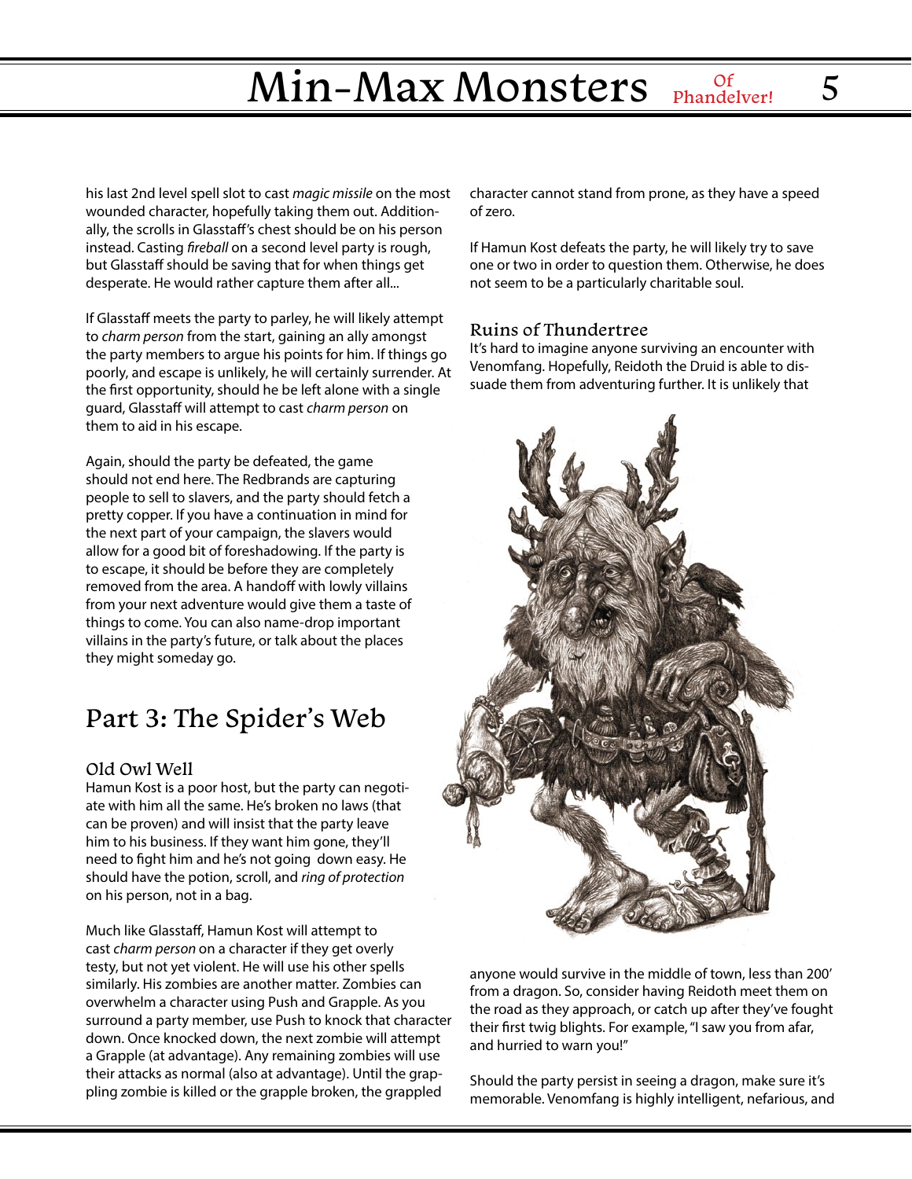his last 2nd level spell slot to cast *magic missile* on the most wounded character, hopefully taking them out. Additionally, the scrolls in Glasstaff's chest should be on his person instead. Casting *fireball* on a second level party is rough, but Glasstaff should be saving that for when things get desperate. He would rather capture them after all...

If Glasstaff meets the party to parley, he will likely attempt to *charm person* from the start, gaining an ally amongst the party members to argue his points for him. If things go poorly, and escape is unlikely, he will certainly surrender. At the first opportunity, should he be left alone with a single guard, Glasstaff will attempt to cast *charm person* on them to aid in his escape.

Again, should the party be defeated, the game should not end here. The Redbrands are capturing people to sell to slavers, and the party should fetch a pretty copper. If you have a continuation in mind for the next part of your campaign, the slavers would allow for a good bit of foreshadowing. If the party is to escape, it should be before they are completely removed from the area. A handoff with lowly villains from your next adventure would give them a taste of things to come. You can also name-drop important villains in the party's future, or talk about the places they might someday go.

## Part 3: The Spider's Web

### Old Owl Well

Hamun Kost is a poor host, but the party can negotiate with him all the same. He's broken no laws (that can be proven) and will insist that the party leave him to his business. If they want him gone, they'll need to fight him and he's not going down easy. He should have the potion, scroll, and *ring of protection* on his person, not in a bag.

Much like Glasstaff, Hamun Kost will attempt to cast *charm person* on a character if they get overly testy, but not yet violent. He will use his other spells similarly. His zombies are another matter. Zombies can overwhelm a character using Push and Grapple. As you surround a party member, use Push to knock that character down. Once knocked down, the next zombie will attempt a Grapple (at advantage). Any remaining zombies will use their attacks as normal (also at advantage). Until the grappling zombie is killed or the grapple broken, the grappled character cannot stand from prone, as they have a speed of zero.

If Hamun Kost defeats the party, he will likely try to save one or two in order to question them. Otherwise, he does not seem to be a particularly charitable soul.

### Ruins of Thundertree

It's hard to imagine anyone surviving an encounter with Venomfang. Hopefully, Reidoth the Druid is able to dissuade them from adventuring further. It is unlikely that anyone would survive in the middle of town, less than 200' from a dragon. So, consider having Reidoth meet them on the road as they approach, or catch up after they've fought their first twig blights. For example, "I saw you from afar, and hurried to warn you!"

Should the party persist in seeing a dragon, make sure it's memorable. Venomfang is highly intelligent, nefarious, and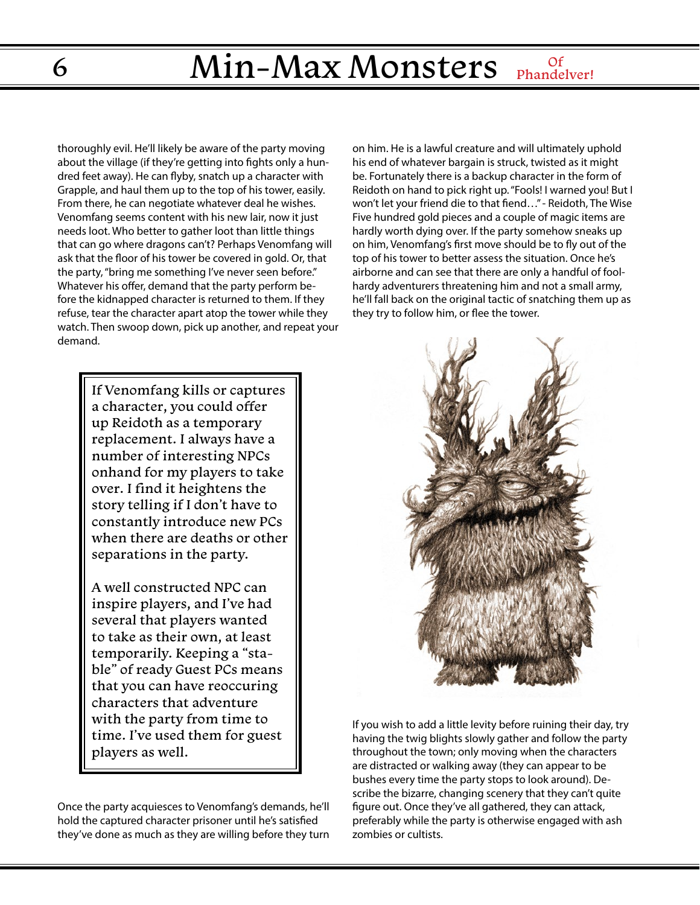thoroughly evil. He'll likely be aware of the party moving about the village (if they're getting into fights only a hundred feet away). He can flyby, snatch up a character with Grapple, and haul them up to the top of his tower, easily. From there, he can negotiate whatever deal he wishes. Venomfang seems content with his new lair, now it just needs loot. Who better to gather loot than little things that can go where dragons can't? Perhaps Venomfang will ask that the floor of his tower be covered in gold. Or, that the party, "bring me something I've never seen before." Whatever his offer, demand that the party perform before the kidnapped character is returned to them. If they refuse, tear the character apart atop the tower while they watch. Then swoop down, pick up another, and repeat your demand.

> If Venomfang kills or captures a character, you could offer up Reidoth as a temporary replacement. I always have a number of interesting NPCs onhand for my players to take over. I find it heightens the story telling if I don't have to constantly introduce new PCs when there are deaths or other separations in the party.
>
> A well constructed NPC can inspire players, and I've had several that players wanted to take as their own, at least temporarily. Keeping a "stable" of ready Guest PCs means that you can have reoccuring characters that adventure with the party from time to time. I've used them for guest players as well.

Once the party acquiesces to Venomfang's demands, he'll hold the captured character prisoner until he's satisfied they've done as much as they are willing before they turn on him. He is a lawful creature and will ultimately uphold his end of whatever bargain is struck, twisted as it might be. Fortunately there is a backup character in the form of Reidoth on hand to pick right up. "Fools! I warned you! But I won't let your friend die to that fiend…" - Reidoth, The Wise Five hundred gold pieces and a couple of magic items are hardly worth dying over. If the party somehow sneaks up on him, Venomfang's first move should be to fly out of the top of his tower to better assess the situation. Once he's airborne and can see that there are only a handful of foolhardy adventurers threatening him and not a small army, he'll fall back on the original tactic of snatching them up as they try to follow him, or flee the tower.

If you wish to add a little levity before ruining their day, try having the twig blights slowly gather and follow the party throughout the town; only moving when the characters are distracted or walking away (they can appear to be bushes every time the party stops to look around). Describe the bizarre, changing scenery that they can't quite figure out. Once they've all gathered, they can attack, preferably while the party is otherwise engaged with ash zombies or cultists.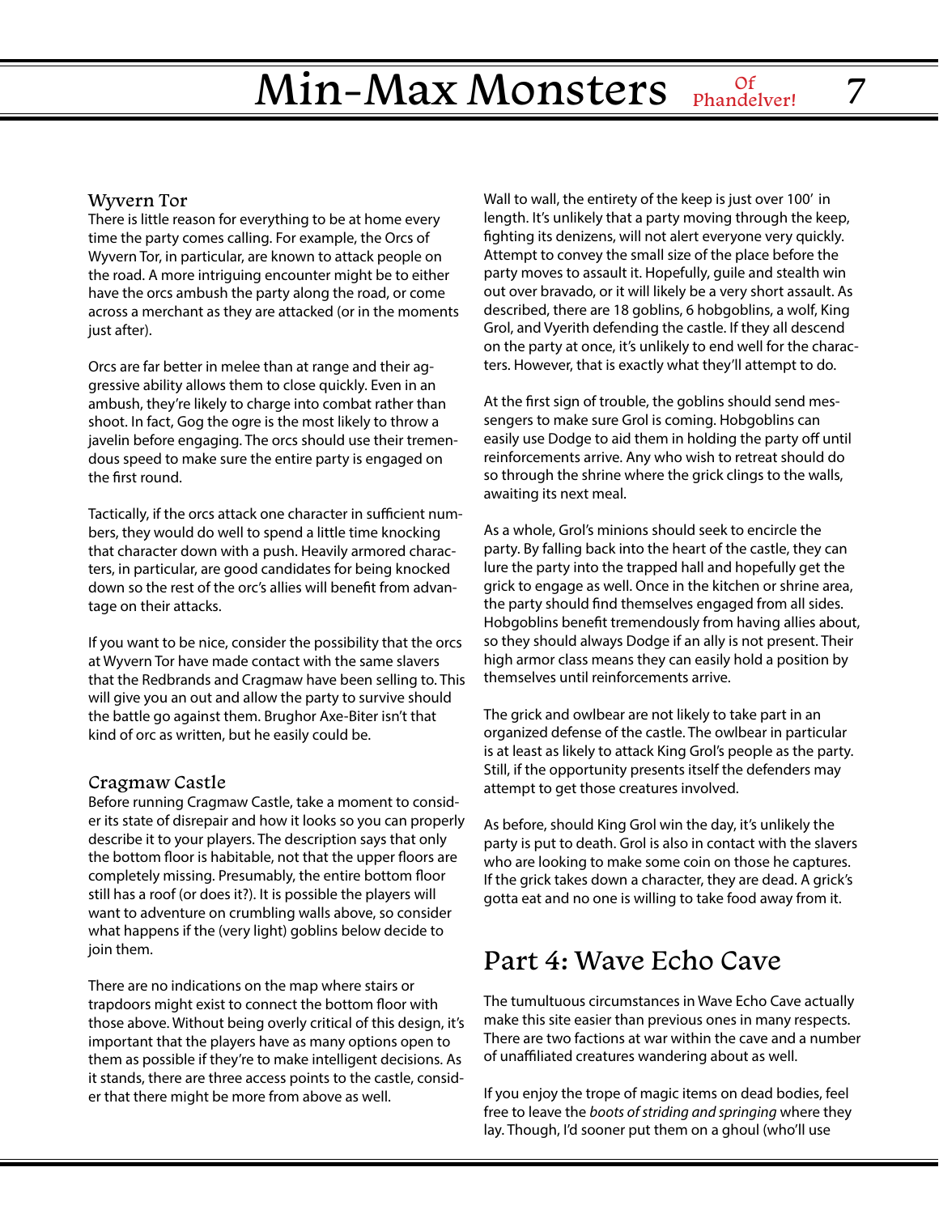### Wyvern Tor

There is little reason for everything to be at home every time the party comes calling. For example, the Orcs of Wyvern Tor, in particular, are known to attack people on the road. A more intriguing encounter might be to either have the orcs ambush the party along the road, or come across a merchant as they are attacked (or in the moments just after).

Orcs are far better in melee than at range and their aggressive ability allows them to close quickly. Even in an ambush, they're likely to charge into combat rather than shoot. In fact, Gog the ogre is the most likely to throw a javelin before engaging. The orcs should use their tremendous speed to make sure the entire party is engaged on the first round.

Tactically, if the orcs attack one character in sufficient numbers, they would do well to spend a little time knocking that character down with a push. Heavily armored characters, in particular, are good candidates for being knocked down so the rest of the orc's allies will benefit from advantage on their attacks.

If you want to be nice, consider the possibility that the orcs at Wyvern Tor have made contact with the same slavers that the Redbrands and Cragmaw have been selling to. This will give you an out and allow the party to survive should the battle go against them. Brughor Axe-Biter isn't that kind of orc as written, but he easily could be.

### Cragmaw Castle

Before running Cragmaw Castle, take a moment to consider its state of disrepair and how it looks so you can properly describe it to your players. The description says that only the bottom floor is habitable, not that the upper floors are completely missing. Presumably, the entire bottom floor still has a roof (or does it?). It is possible the players will want to adventure on crumbling walls above, so consider what happens if the (very light) goblins below decide to join them.

There are no indications on the map where stairs or trapdoors might exist to connect the bottom floor with those above. Without being overly critical of this design, it's important that the players have as many options open to them as possible if they're to make intelligent decisions. As it stands, there are three access points to the castle, consider that there might be more from above as well.

Wall to wall, the entirety of the keep is just over 100' in length. It's unlikely that a party moving through the keep, fighting its denizens, will not alert everyone very quickly. Attempt to convey the small size of the place before the party moves to assault it. Hopefully, guile and stealth win out over bravado, or it will likely be a very short assault. As described, there are 18 goblins, 6 hobgoblins, a wolf, King Grol, and Vyerith defending the castle. If they all descend on the party at once, it's unlikely to end well for the characters. However, that is exactly what they'll attempt to do.

At the first sign of trouble, the goblins should send messengers to make sure Grol is coming. Hobgoblins can easily use Dodge to aid them in holding the party off until reinforcements arrive. Any who wish to retreat should do so through the shrine where the grick clings to the walls, awaiting its next meal.

As a whole, Grol's minions should seek to encircle the party. By falling back into the heart of the castle, they can lure the party into the trapped hall and hopefully get the grick to engage as well. Once in the kitchen or shrine area, the party should find themselves engaged from all sides. Hobgoblins benefit tremendously from having allies about, so they should always Dodge if an ally is not present. Their high armor class means they can easily hold a position by themselves until reinforcements arrive.

The grick and owlbear are not likely to take part in an organized defense of the castle. The owlbear in particular is at least as likely to attack King Grol's people as the party. Still, if the opportunity presents itself the defenders may attempt to get those creatures involved.

As before, should King Grol win the day, it's unlikely the party is put to death. Grol is also in contact with the slavers who are looking to make some coin on those he captures. If the grick takes down a character, they are dead. A grick's gotta eat and no one is willing to take food away from it.

## Part 4: Wave Echo Cave

The tumultuous circumstances in Wave Echo Cave actually make this site easier than previous ones in many respects. There are two factions at war within the cave and a number of unaffiliated creatures wandering about as well.

If you enjoy the trope of magic items on dead bodies, feel free to leave the *boots of striding and springing* where they lay. Though, I'd sooner put them on a ghoul (who'll use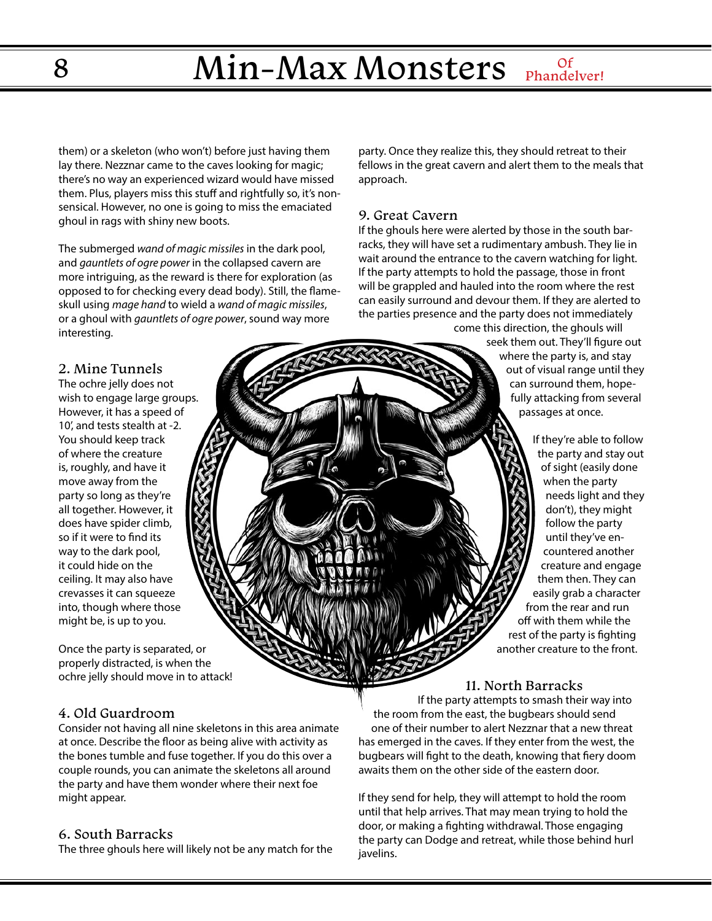them) or a skeleton (who won't) before just having them lay there. Nezznar came to the caves looking for magic; there's no way an experienced wizard would have missed them. Plus, players miss this stuff and rightfully so, it's nonsensical. However, no one is going to miss the emaciated ghoul in rags with shiny new boots.

The submerged *wand of magic missiles* in the dark pool, and *gauntlets of ogre power* in the collapsed cavern are more intriguing, as the reward is there for exploration (as opposed to for checking every dead body). Still, the flameskull using *mage hand* to wield a *wand of magic missiles*, or a ghoul with *gauntlets of ogre power*, sound way more interesting.

## 2. Mine Tunnels

The ochre jelly does not wish to engage large groups. However, it has a speed of 10', and tests stealth at -2. You should keep track of where the creature is, roughly, and have it move away from the party so long as they're all together. However, it does have spider climb, so if it were to find its way to the dark pool, it could hide on the ceiling. It may also have crevasses it can squeeze into, though where those might be, is up to you.

Once the party is separated, or properly distracted, is when the ochre jelly should move in to attack!

## 4. Old Guardroom

Consider not having all nine skeletons in this area animate at once. Describe the floor as being alive with activity as the bones tumble and fuse together. If you do this over a couple rounds, you can animate the skeletons all around the party and have them wonder where their next foe might appear.

## 6. South Barracks

The three ghouls here will likely not be any match for the party. Once they realize this, they should retreat to their fellows in the great cavern and alert them to the meals that approach.

## 9. Great Cavern

If the ghouls here were alerted by those in the south barracks, they will have set a rudimentary ambush. They lie in wait around the entrance to the cavern watching for light. If the party attempts to hold the passage, those in front will be grappled and hauled into the room where the rest can easily surround and devour them. If they are alerted to the parties presence and the party does not immediately come this direction, the ghouls will seek them out. They'll figure out where the party is, and stay out of visual range until they can surround them, hopefully attacking from several passages at once.

If they're able to follow the party and stay out of sight (easily done when the party needs light and they don't), they might follow the party until they've encountered another creature and engage them then. They can easily grab a character from the rear and run off with them while the rest of the party is fighting another creature to the front.

## 11. North Barracks

If the party attempts to smash their way into the room from the east, the bugbears should send one of their number to alert Nezznar that a new threat has emerged in the caves. If they enter from the west, the bugbears will fight to the death, knowing that fiery doom awaits them on the other side of the eastern door.

If they send for help, they will attempt to hold the room until that help arrives. That may mean trying to hold the door, or making a fighting withdrawal. Those engaging the party can Dodge and retreat, while those behind hurl javelins.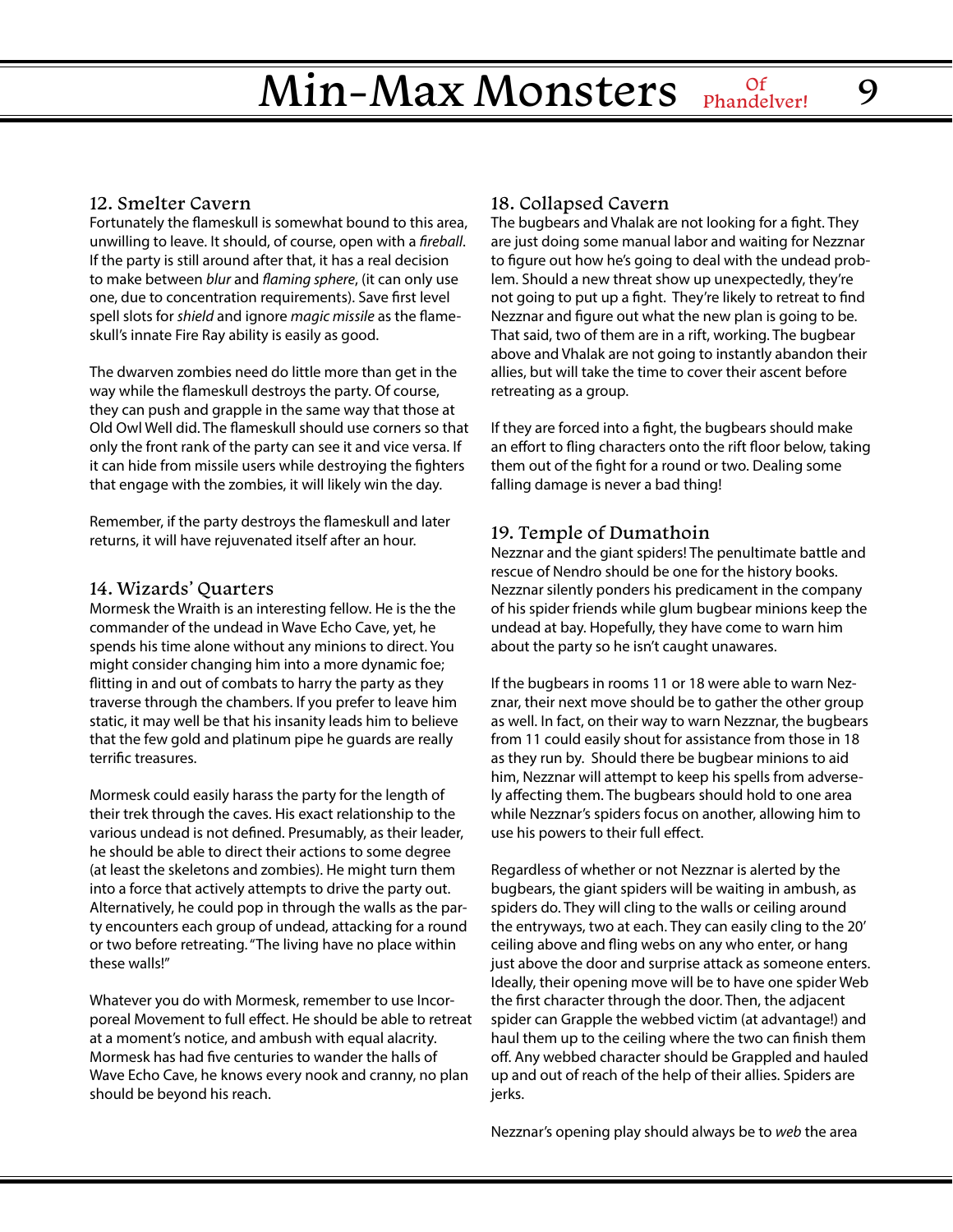## 12. Smelter Cavern

Fortunately the flameskull is somewhat bound to this area, unwilling to leave. It should, of course, open with a *fireball*. If the party is still around after that, it has a real decision to make between *blur* and *flaming sphere*, (it can only use one, due to concentration requirements). Save first level spell slots for *shield* and ignore *magic missile* as the flameskull's innate Fire Ray ability is easily as good.

The dwarven zombies need do little more than get in the way while the flameskull destroys the party. Of course, they can push and grapple in the same way that those at Old Owl Well did. The flameskull should use corners so that only the front rank of the party can see it and vice versa. If it can hide from missile users while destroying the fighters that engage with the zombies, it will likely win the day.

Remember, if the party destroys the flameskull and later returns, it will have rejuvenated itself after an hour.

## 14. Wizards' Quarters

Mormesk the Wraith is an interesting fellow. He is the the commander of the undead in Wave Echo Cave, yet, he spends his time alone without any minions to direct. You might consider changing him into a more dynamic foe; flitting in and out of combats to harry the party as they traverse through the chambers. If you prefer to leave him static, it may well be that his insanity leads him to believe that the few gold and platinum pipe he guards are really terrific treasures.

Mormesk could easily harass the party for the length of their trek through the caves. His exact relationship to the various undead is not defined. Presumably, as their leader, he should be able to direct their actions to some degree (at least the skeletons and zombies). He might turn them into a force that actively attempts to drive the party out. Alternatively, he could pop in through the walls as the party encounters each group of undead, attacking for a round or two before retreating. "The living have no place within these walls!"

Whatever you do with Mormesk, remember to use Incorporeal Movement to full effect. He should be able to retreat at a moment's notice, and ambush with equal alacrity. Mormesk has had five centuries to wander the halls of Wave Echo Cave, he knows every nook and cranny, no plan should be beyond his reach.

## 18. Collapsed Cavern

The bugbears and Vhalak are not looking for a fight. They are just doing some manual labor and waiting for Nezznar to figure out how he's going to deal with the undead problem. Should a new threat show up unexpectedly, they're not going to put up a fight. They're likely to retreat to find Nezznar and figure out what the new plan is going to be. That said, two of them are in a rift, working. The bugbear above and Vhalak are not going to instantly abandon their allies, but will take the time to cover their ascent before retreating as a group.

If they are forced into a fight, the bugbears should make an effort to fling characters onto the rift floor below, taking them out of the fight for a round or two. Dealing some falling damage is never a bad thing!

## 19. Temple of Dumathoin

Nezznar and the giant spiders! The penultimate battle and rescue of Nendro should be one for the history books. Nezznar silently ponders his predicament in the company of his spider friends while glum bugbear minions keep the undead at bay. Hopefully, they have come to warn him about the party so he isn't caught unawares.

If the bugbears in rooms 11 or 18 were able to warn Nezznar, their next move should be to gather the other group as well. In fact, on their way to warn Nezznar, the bugbears from 11 could easily shout for assistance from those in 18 as they run by. Should there be bugbear minions to aid him, Nezznar will attempt to keep his spells from adversely affecting them. The bugbears should hold to one area while Nezznar's spiders focus on another, allowing him to use his powers to their full effect.

Regardless of whether or not Nezznar is alerted by the bugbears, the giant spiders will be waiting in ambush, as spiders do. They will cling to the walls or ceiling around the entryways, two at each. They can easily cling to the 20' ceiling above and fling webs on any who enter, or hang just above the door and surprise attack as someone enters. Ideally, their opening move will be to have one spider Web the first character through the door. Then, the adjacent spider can Grapple the webbed victim (at advantage!) and haul them up to the ceiling where the two can finish them off. Any webbed character should be Grappled and hauled up and out of reach of the help of their allies. Spiders are jerks.

Nezznar's opening play should always be to *web* the area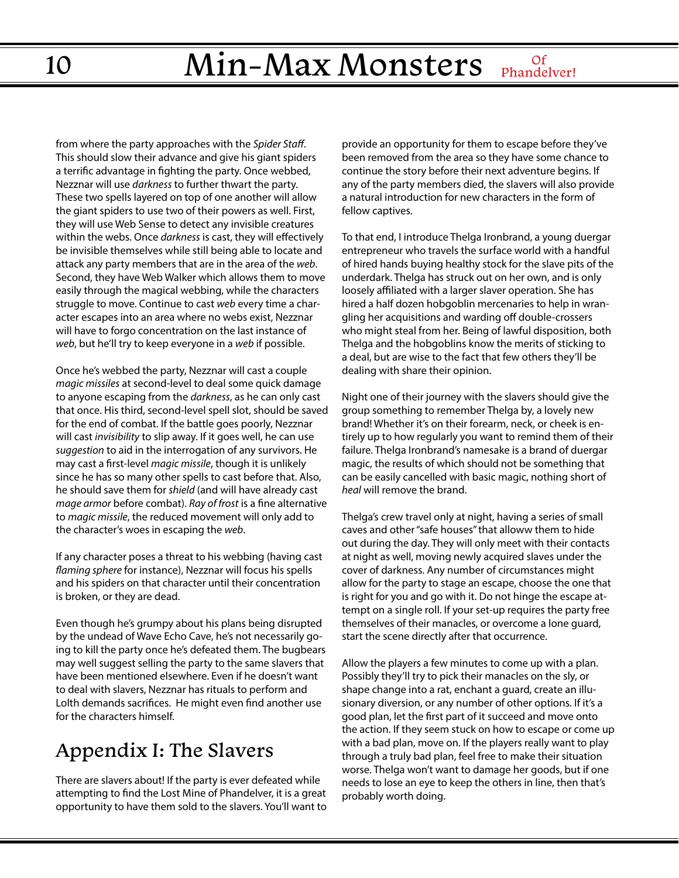from where the party approaches with the *Spider Staff*. This should slow their advance and give his giant spiders a terrific advantage in fighting the party. Once webbed, Nezznar will use *darkness* to further thwart the party. These two spells layered on top of one another will allow the giant spiders to use two of their powers as well. First, they will use Web Sense to detect any invisible creatures within the webs. Once *darkness* is cast, they will effectively be invisible themselves while still being able to locate and attack any party members that are in the area of the *web*. Second, they have Web Walker which allows them to move easily through the magical webbing, while the characters struggle to move. Continue to cast *web* every time a character escapes into an area where no webs exist, Nezznar will have to forgo concentration on the last instance of *web*, but he'll try to keep everyone in a *web* if possible.

Once he's webbed the party, Nezznar will cast a couple *magic missiles* at second-level to deal some quick damage to anyone escaping from the *darkness*, as he can only cast that once. His third, second-level spell slot, should be saved for the end of combat. If the battle goes poorly, Nezznar will cast *invisibility* to slip away. If it goes well, he can use *suggestion* to aid in the interrogation of any survivors. He may cast a first-level *magic missile*, though it is unlikely since he has so many other spells to cast before that. Also, he should save them for *shield* (and will have already cast *mage armor* before combat). *Ray of frost* is a fine alternative to *magic missile*, the reduced movement will only add to the character's woes in escaping the *web*.

If any character poses a threat to his webbing (having cast *flaming sphere* for instance), Nezznar will focus his spells and his spiders on that character until their concentration is broken, or they are dead.

Even though he's grumpy about his plans being disrupted by the undead of Wave Echo Cave, he's not necessarily going to kill the party once he's defeated them. The bugbears may well suggest selling the party to the same slavers that have been mentioned elsewhere. Even if he doesn't want to deal with slavers, Nezznar has rituals to perform and Lolth demands sacrifices. He might even find another use for the characters himself.

## Appendix I: The Slavers

There are slavers about! If the party is ever defeated while attempting to find the Lost Mine of Phandelver, it is a great opportunity to have them sold to the slavers. You'll want to provide an opportunity for them to escape before they've been removed from the area so they have some chance to continue the story before their next adventure begins. If any of the party members died, the slavers will also provide a natural introduction for new characters in the form of fellow captives.

To that end, I introduce Thelga Ironbrand, a young duergar entrepreneur who travels the surface world with a handful of hired hands buying healthy stock for the slave pits of the underdark. Thelga has struck out on her own, and is only loosely affiliated with a larger slaver operation. She has hired a half dozen hobgoblin mercenaries to help in wrangling her acquisitions and warding off double-crossers who might steal from her. Being of lawful disposition, both Thelga and the hobgoblins know the merits of sticking to a deal, but are wise to the fact that few others they'll be dealing with share their opinion.

Night one of their journey with the slavers should give the group something to remember Thelga by, a lovely new brand! Whether it's on their forearm, neck, or cheek is entirely up to how regularly you want to remind them of their failure. Thelga Ironbrand's namesake is a brand of duergar magic, the results of which should not be something that can be easily cancelled with basic magic, nothing short of *heal* will remove the brand.

Thelga's crew travel only at night, having a series of small caves and other "safe houses" that alloww them to hide out during the day. They will only meet with their contacts at night as well, moving newly acquired slaves under the cover of darkness. Any number of circumstances might allow for the party to stage an escape, choose the one that is right for you and go with it. Do not hinge the escape attempt on a single roll. If your set-up requires the party free themselves of their manacles, or overcome a lone guard, start the scene directly after that occurrence.

Allow the players a few minutes to come up with a plan. Possibly they'll try to pick their manacles on the sly, or shape change into a rat, enchant a guard, create an illusionary diversion, or any number of other options. If it's a good plan, let the first part of it succeed and move onto the action. If they seem stuck on how to escape or come up with a bad plan, move on. If the players really want to play through a truly bad plan, feel free to make their situation worse. Thelga won't want to damage her goods, but if one needs to lose an eye to keep the others in line, then that's probably worth doing.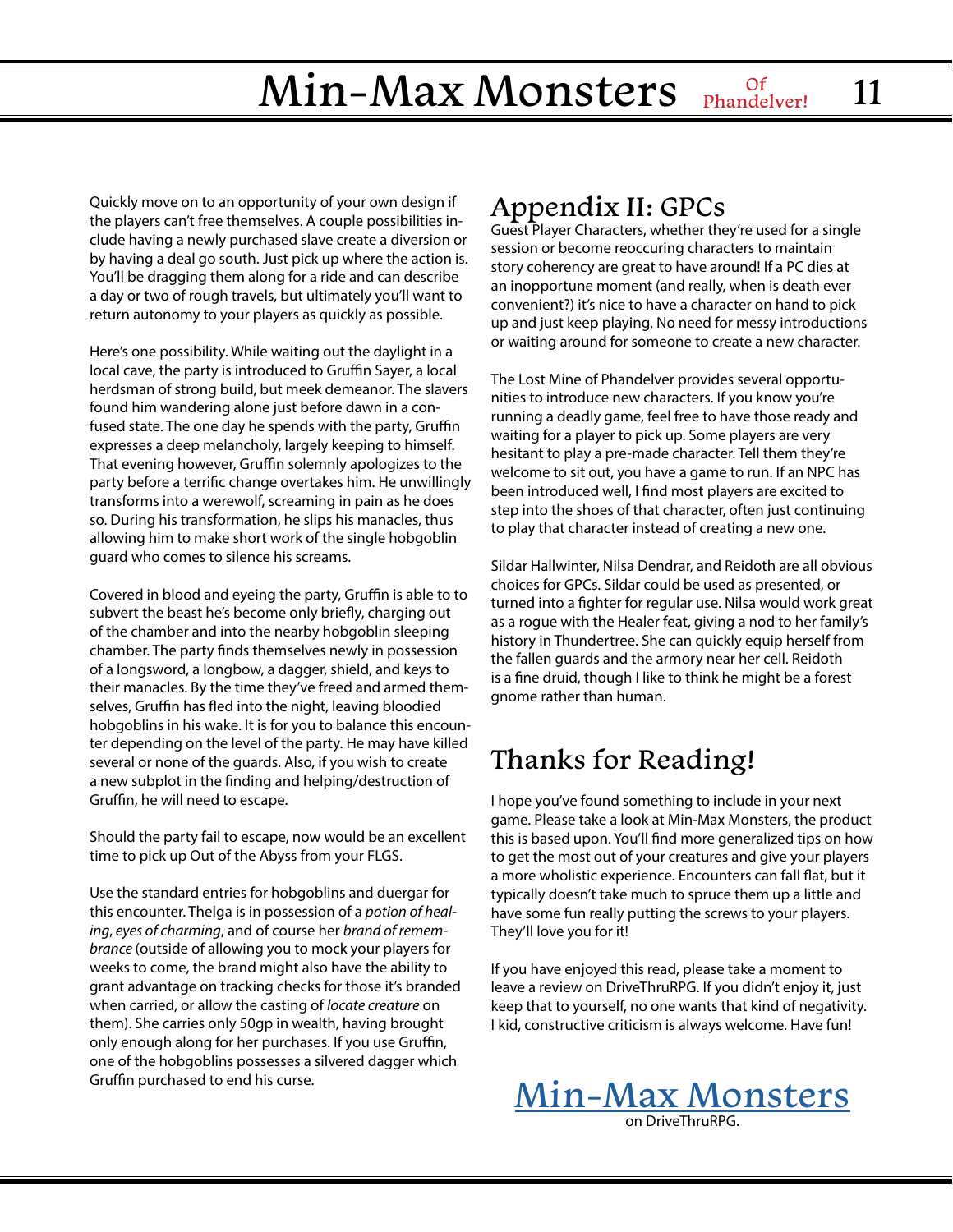Quickly move on to an opportunity of your own design if the players can't free themselves. A couple possibilities include having a newly purchased slave create a diversion or by having a deal go south. Just pick up where the action is. You'll be dragging them along for a ride and can describe a day or two of rough travels, but ultimately you'll want to return autonomy to your players as quickly as possible.

Here's one possibility. While waiting out the daylight in a local cave, the party is introduced to Gruffin Sayer, a local herdsman of strong build, but meek demeanor. The slavers found him wandering alone just before dawn in a confused state. The one day he spends with the party, Gruffin expresses a deep melancholy, largely keeping to himself. That evening however, Gruffin solemnly apologizes to the party before a terrific change overtakes him. He unwillingly transforms into a werewolf, screaming in pain as he does so. During his transformation, he slips his manacles, thus allowing him to make short work of the single hobgoblin guard who comes to silence his screams.

Covered in blood and eyeing the party, Gruffin is able to to subvert the beast he's become only briefly, charging out of the chamber and into the nearby hobgoblin sleeping chamber. The party finds themselves newly in possession of a longsword, a longbow, a dagger, shield, and keys to their manacles. By the time they've freed and armed themselves, Gruffin has fled into the night, leaving bloodied hobgoblins in his wake. It is for you to balance this encounter depending on the level of the party. He may have killed several or none of the guards. Also, if you wish to create a new subplot in the finding and helping/destruction of Gruffin, he will need to escape.

Should the party fail to escape, now would be an excellent time to pick up Out of the Abyss from your FLGS.

Use the standard entries for hobgoblins and duergar for this encounter. Thelga is in possession of a *potion of healing*, *eyes of charming*, and of course her *brand of remembrance* (outside of allowing you to mock your players for weeks to come, the brand might also have the ability to grant advantage on tracking checks for those it's branded when carried, or allow the casting of *locate creature* on them). She carries only 50gp in wealth, having brought only enough along for her purchases. If you use Gruffin, one of the hobgoblins possesses a silvered dagger which Gruffin purchased to end his curse.

## Appendix II: GPCs

Guest Player Characters, whether they're used for a single session or become reoccuring characters to maintain story coherency are great to have around! If a PC dies at an inopportune moment (and really, when is death ever convenient?) it's nice to have a character on hand to pick up and just keep playing. No need for messy introductions or waiting around for someone to create a new character.

The Lost Mine of Phandelver provides several opportunities to introduce new characters. If you know you're running a deadly game, feel free to have those ready and waiting for a player to pick up. Some players are very hesitant to play a pre-made character. Tell them they're welcome to sit out, you have a game to run. If an NPC has been introduced well, I find most players are excited to step into the shoes of that character, often just continuing to play that character instead of creating a new one.

Sildar Hallwinter, Nilsa Dendrar, and Reidoth are all obvious choices for GPCs. Sildar could be used as presented, or turned into a fighter for regular use. Nilsa would work great as a rogue with the Healer feat, giving a nod to her family's history in Thundertree. She can quickly equip herself from the fallen guards and the armory near her cell. Reidoth is a fine druid, though I like to think he might be a forest gnome rather than human.

## Thanks for Reading!

I hope you've found something to include in your next game. Please take a look at Min-Max Monsters, the product this is based upon. You'll find more generalized tips on how to get the most out of your creatures and give your players a more wholistic experience. Encounters can fall flat, but it typically doesn't take much to spruce them up a little and have some fun really putting the screws to your players. They'll love you for it!

If you have enjoyed this read, please take a moment to leave a review on DriveThruRPG. If you didn't enjoy it, just keep that to yourself, no one wants that kind of negativity. I kid, constructive criticism is always welcome. Have fun!

Min-Max Monsters
on DriveThruRPG.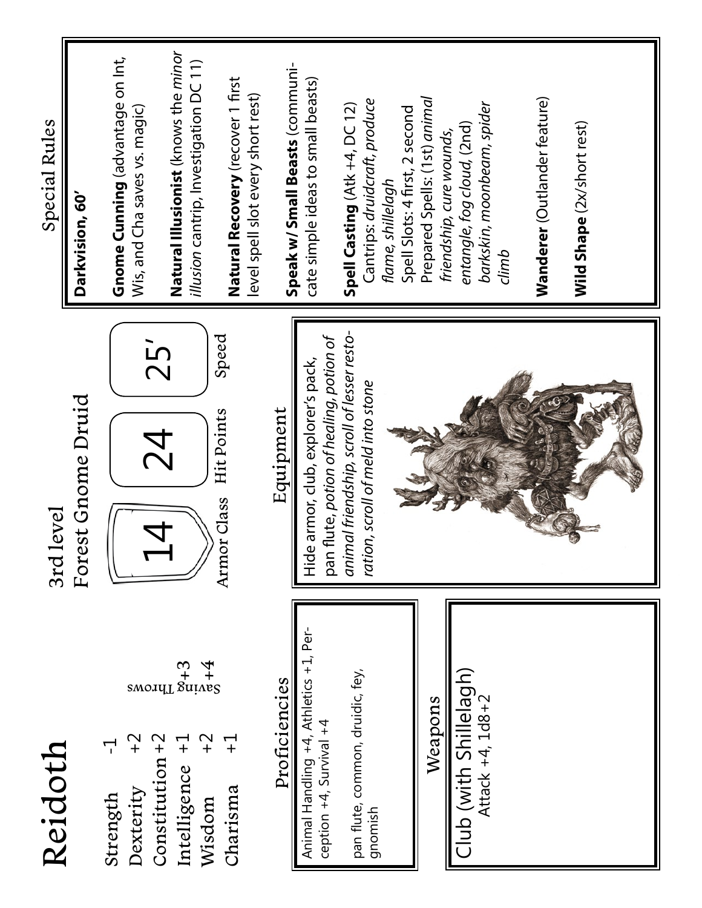# Reidoth

3rd level
Forest Gnome Druid

| | | |
|---|---|---|
| Strength | -1 | |
| Dexterity | +2 | |
| Constitution | +2 | |
| Intelligence | +1 | +3 |
| Wisdom | +2 | +4 |
| Charisma | +1 | |

Saving Throws

| Armor Class | Hit Points | Speed |
|---|---|---|
| 14 | 24 | 25′ |

## Proficiencies

Animal Handling +4, Athletics +1, Perception +4, Survival +4

pan flute, common, druidic, fey, gnomish

## Weapons

Club (with Shillelagh)
Attack +4, 1d8+2

## Equipment

Hide armor, club, explorer's pack, pan flute, *potion of healing, potion of animal friendship, scroll of lesser restoration, scroll of meld into stone*

## Special Rules

**Darkvision, 60′**

**Gnome Cunning** (advantage on Int, Wis, and Cha saves vs. magic)

**Natural Illusionist** (knows the *minor illusion* cantrip, Investigation DC 11)

**Natural Recovery** (recover 1 first level spell slot every short rest)

**Speak w/ Small Beasts** (communicate simple ideas to small beasts)

**Spell Casting** (Atk +4, DC 12)
Cantrips: *druidcraft, produce flame, shillelagh*
Spell Slots: 4 first, 2 second
Prepared Spells: (1st) *animal friendship, cure wounds, entangle, fog cloud,* (2nd) *barkskin, moonbeam, spider climb*

**Wanderer** (Outlander feature)

**Wild Shape** (2x/short rest)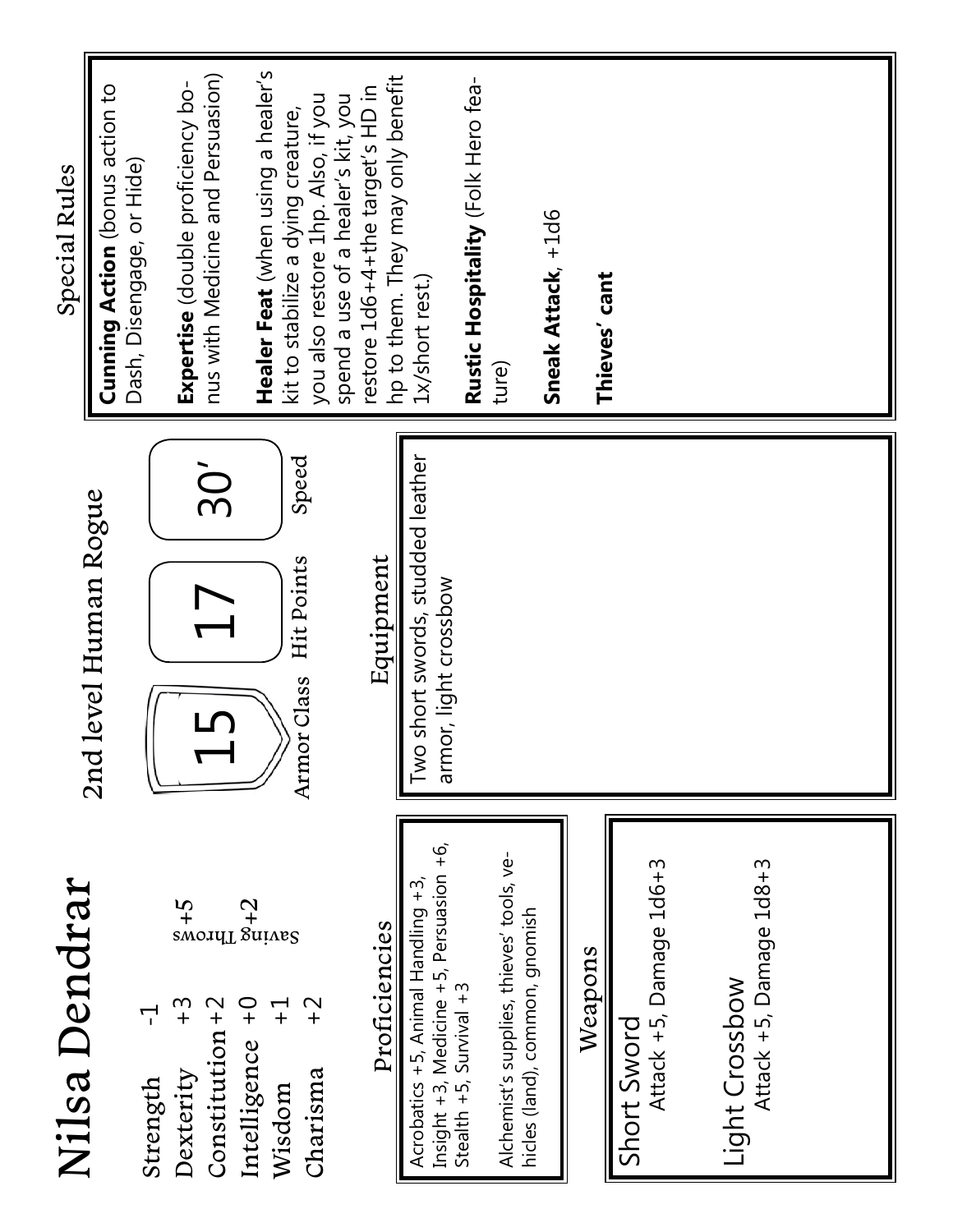# Nilsa Dendrar

## 2nd level Human Rogue

| | | |
|---|---|---|
| Strength | -1 | |
| Dexterity | +3 | +5 |
| Constitution | +2 | |
| Intelligence | +0 | +2 |
| Wisdom | +1 | |
| Charisma | +2 | |

Saving Throws

| Armor Class | Hit Points | Speed |
|---|---|---|
| 15 | 17 | 30′ |

### Proficiencies

Acrobatics +5, Animal Handling +3, Insight +3, Medicine +5, Persuasion +6, Stealth +5, Survival +3

Alchemist's supplies, thieves' tools, vehicles (land), common, gnomish

### Equipment

Two short swords, studded leather armor, light crossbow

### Weapons

Short Sword
Attack +5, Damage 1d6+3

Light Crossbow
Attack +5, Damage 1d8+3

### Special Rules

**Cunning Action** (bonus action to Dash, Disengage, or Hide)

**Expertise** (double proficiency bonus with Medicine and Persuasion)

**Healer Feat** (when using a healer's kit to stabilize a dying creature, you also restore 1hp. Also, if you spend a use of a healer's kit, you restore 1d6+4+the target's HD in hp to them. They may only benefit 1x/short rest.)

**Rustic Hospitality** (Folk Hero feature)

**Sneak Attack**, +1d6

**Thieves' cant**